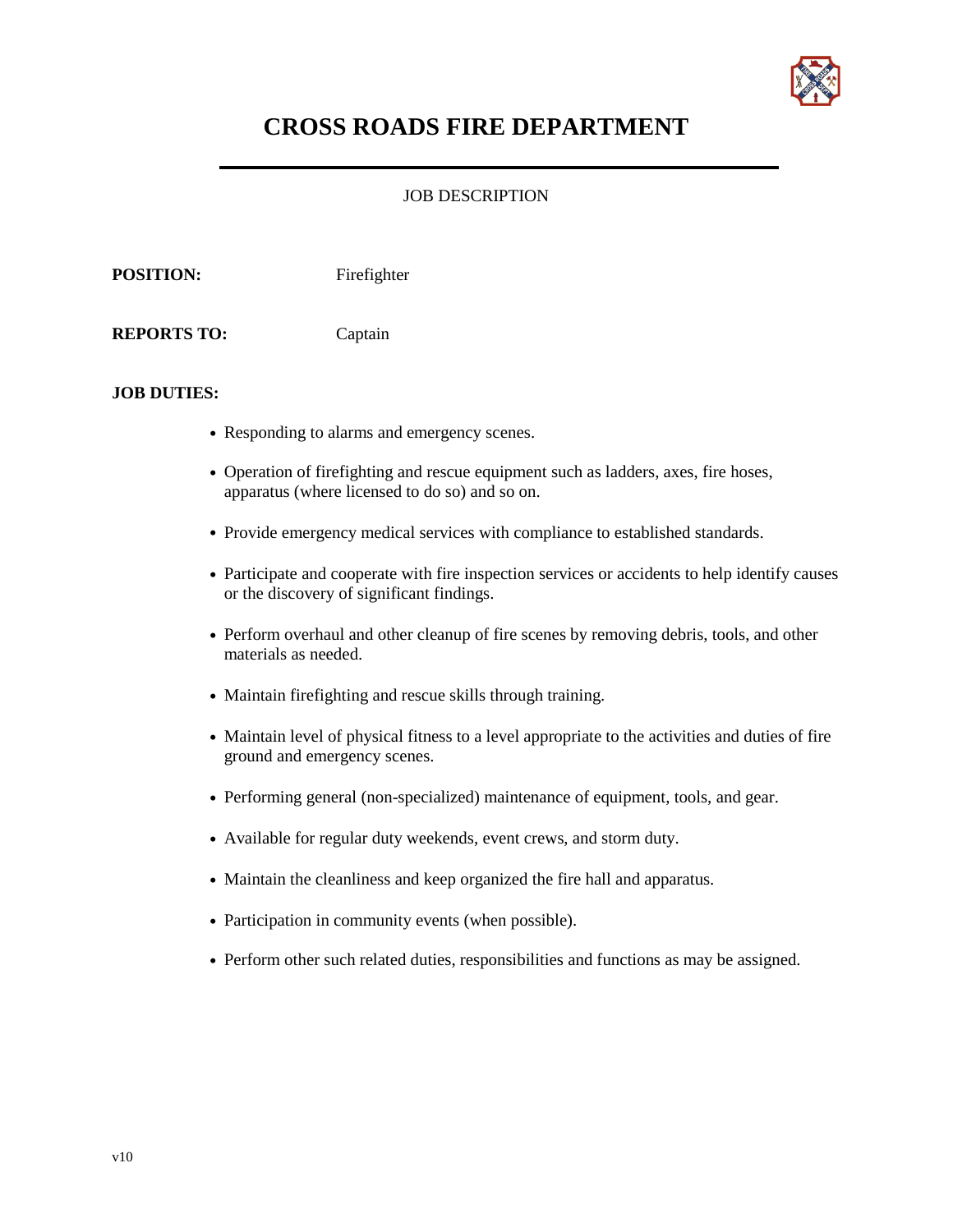# CROSS ROADS FIRE DEPARTMENT

JOB DESCRIPTION

**POSITION:** Firefighter

**REPORTS TO:** Captain

**JOB DUTIES:**

- Responding to alarms and emergency scenes.
- Operation of firefighting and rescue equipment such as ladders, axes, fire hoses, apparatus (where licensed to do so) and so on.
- Provide emergency medical services with compliance to established standards.
- Participate and cooperate with fire inspection services or accidents to help identify causes or the discovery of significant findings.
- Perform overhaul and other cleanup of fire scenes by removing debris, tools, and other materials as needed.
- Maintain firefighting and rescue skills through training.
- Maintain level of physical fitness to a level appropriate to the activities and duties of fire ground and emergency scenes.
- Performing general (non-specialized) maintenance of equipment, tools, and gear.
- Available for regular duty weekends, event crews, and storm duty.
- Maintain the cleanliness and keep organized the fire hall and apparatus.
- Participation in community events (when possible).
- Perform other such related duties, responsibilities and functions as may be assigned.

v10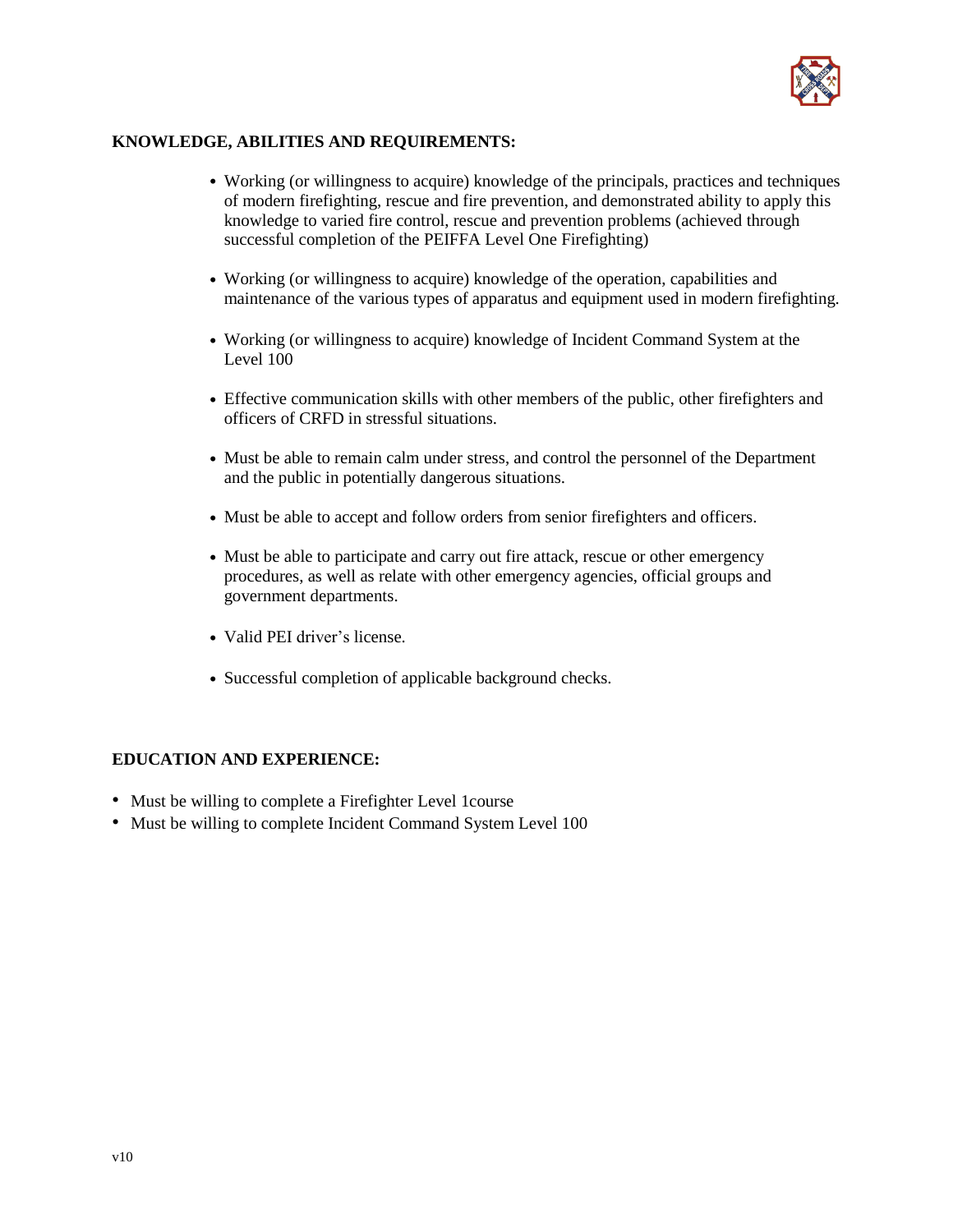**KNOWLEDGE, ABILITIES AND REQUIREMENTS:**

- Working (or willingness to acquire) knowledge of the principals, practices and techniques of modern firefighting, rescue and fire prevention, and demonstrated ability to apply this knowledge to varied fire control, rescue and prevention problems (achieved through successful completion of the PEIFFA Level One Firefighting)

- Working (or willingness to acquire) knowledge of the operation, capabilities and maintenance of the various types of apparatus and equipment used in modern firefighting.

- Working (or willingness to acquire) knowledge of Incident Command System at the Level 100

- Effective communication skills with other members of the public, other firefighters and officers of CRFD in stressful situations.

- Must be able to remain calm under stress, and control the personnel of the Department and the public in potentially dangerous situations.

- Must be able to accept and follow orders from senior firefighters and officers.

- Must be able to participate and carry out fire attack, rescue or other emergency procedures, as well as relate with other emergency agencies, official groups and government departments.

- Valid PEI driver's license.

- Successful completion of applicable background checks.

**EDUCATION AND EXPERIENCE:**

- Must be willing to complete a Firefighter Level 1course
- Must be willing to complete Incident Command System Level 100